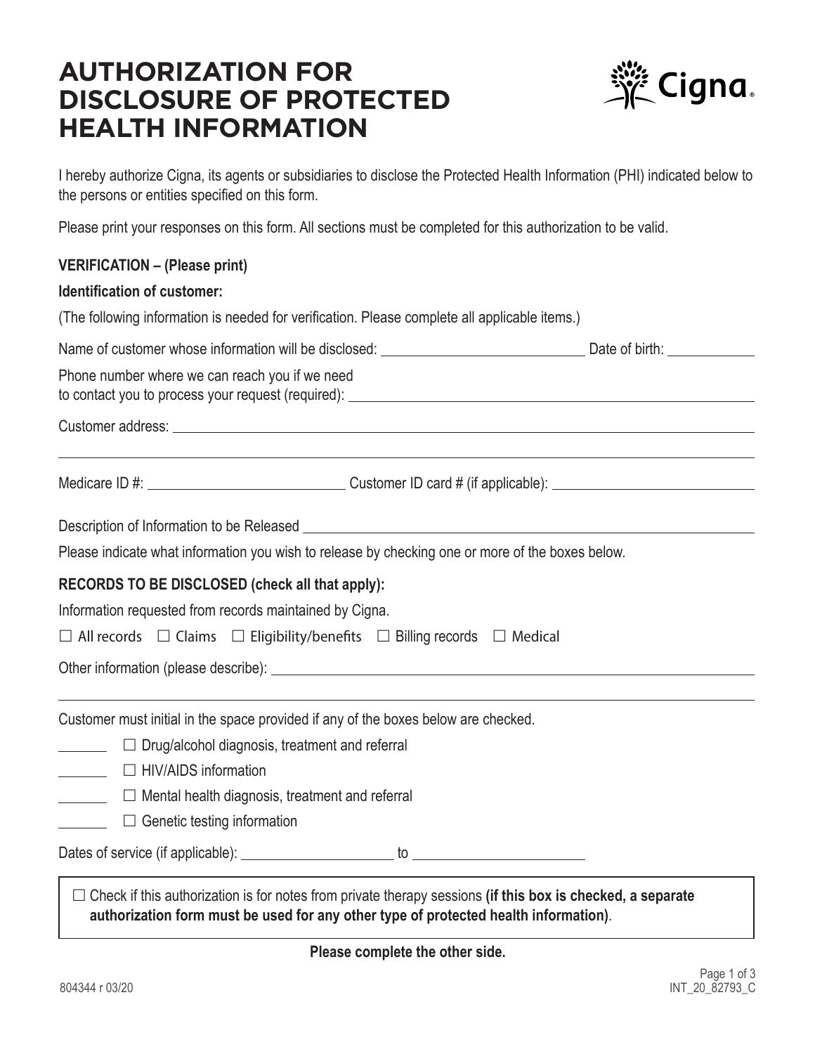# AUTHORIZATION FOR DISCLOSURE OF PROTECTED HEALTH INFORMATION

I hereby authorize Cigna, its agents or subsidiaries to disclose the Protected Health Information (PHI) indicated below to the persons or entities specified on this form.

Please print your responses on this form. All sections must be completed for this authorization to be valid.

**VERIFICATION – (Please print)**

**Identification of customer:**

(The following information is needed for verification. Please complete all applicable items.)

Name of customer whose information will be disclosed: ____________________________ Date of birth: ____________

Phone number where we can reach you if we need to contact you to process your request (required): ____________________________________________

Customer address: ____________________________________________________________

______________________________________________________________________________

Medicare ID #: ___________________________ Customer ID card # (if applicable): ___________________________

Description of Information to be Released ____________________________________________

Please indicate what information you wish to release by checking one or more of the boxes below.

**RECORDS TO BE DISCLOSED (check all that apply):**

Information requested from records maintained by Cigna.

☐ All records ☐ Claims ☐ Eligibility/benefits ☐ Billing records ☐ Medical

Other information (please describe): ____________________________________________

______________________________________________________________________________

Customer must initial in the space provided if any of the boxes below are checked.

_______ ☐ Drug/alcohol diagnosis, treatment and referral

_______ ☐ HIV/AIDS information

_______ ☐ Mental health diagnosis, treatment and referral

_______ ☐ Genetic testing information

Dates of service (if applicable): _____________________ to _______________________

☐ Check if this authorization is for notes from private therapy sessions **(if this box is checked, a separate authorization form must be used for any other type of protected health information)**.

**Please complete the other side.**

804344 r 03/20

INT_20_82793_C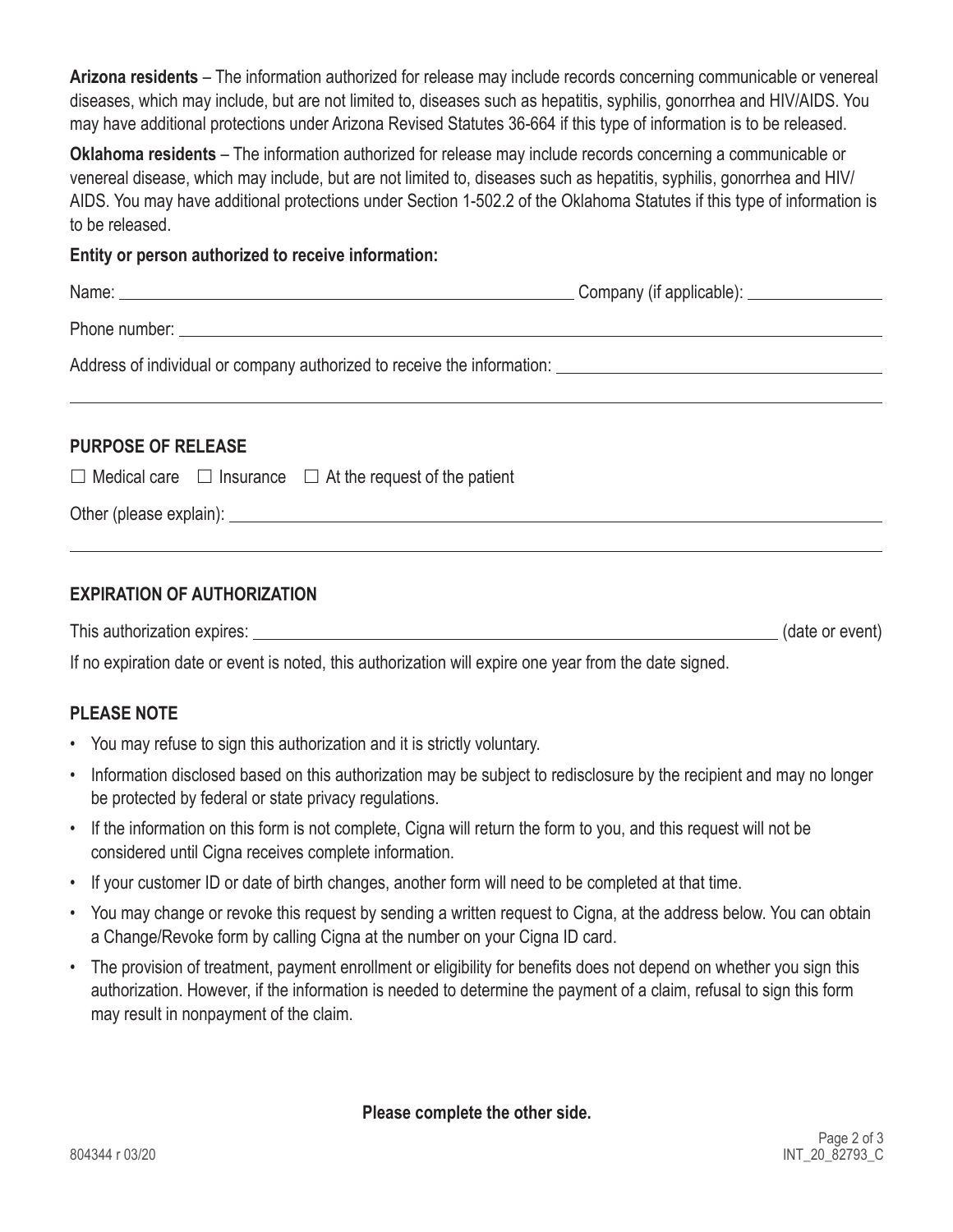**Arizona residents** – The information authorized for release may include records concerning communicable or venereal diseases, which may include, but are not limited to, diseases such as hepatitis, syphilis, gonorrhea and HIV/AIDS. You may have additional protections under Arizona Revised Statutes 36-664 if this type of information is to be released.

**Oklahoma residents** – The information authorized for release may include records concerning a communicable or venereal disease, which may include, but are not limited to, diseases such as hepatitis, syphilis, gonorrhea and HIV/AIDS. You may have additional protections under Section 1-502.2 of the Oklahoma Statutes if this type of information is to be released.

**Entity or person authorized to receive information:**

Name: \_\_\_\_\_\_\_\_\_\_\_\_\_\_\_\_\_\_\_\_\_\_\_\_\_\_\_\_\_\_ Company (if applicable): \_\_\_\_\_\_\_\_\_\_\_\_\_\_\_\_

Phone number: \_\_\_\_\_\_\_\_\_\_\_\_\_\_\_\_\_\_\_\_\_\_\_\_\_\_\_\_\_\_\_\_\_\_\_\_\_\_\_\_\_\_\_\_

Address of individual or company authorized to receive the information: \_\_\_\_\_\_\_\_\_\_\_\_\_\_\_\_\_\_\_\_\_\_\_\_

\_\_\_\_\_\_\_\_\_\_\_\_\_\_\_\_\_\_\_\_\_\_\_\_\_\_\_\_\_\_\_\_\_\_\_\_\_\_\_\_\_\_\_\_\_\_\_\_\_\_\_\_\_\_\_\_\_\_\_\_

## PURPOSE OF RELEASE

☐ Medical care ☐ Insurance ☐ At the request of the patient

Other (please explain): \_\_\_\_\_\_\_\_\_\_\_\_\_\_\_\_\_\_\_\_\_\_\_\_\_\_\_\_\_\_\_\_\_\_\_\_\_\_\_\_\_\_\_\_

\_\_\_\_\_\_\_\_\_\_\_\_\_\_\_\_\_\_\_\_\_\_\_\_\_\_\_\_\_\_\_\_\_\_\_\_\_\_\_\_\_\_\_\_\_\_\_\_\_\_\_\_\_\_\_\_\_\_\_\_

## EXPIRATION OF AUTHORIZATION

This authorization expires: \_\_\_\_\_\_\_\_\_\_\_\_\_\_\_\_\_\_\_\_\_\_\_\_\_\_\_\_\_\_\_\_\_\_\_\_ (date or event)

If no expiration date or event is noted, this authorization will expire one year from the date signed.

## PLEASE NOTE

- You may refuse to sign this authorization and it is strictly voluntary.
- Information disclosed based on this authorization may be subject to redisclosure by the recipient and may no longer be protected by federal or state privacy regulations.
- If the information on this form is not complete, Cigna will return the form to you, and this request will not be considered until Cigna receives complete information.
- If your customer ID or date of birth changes, another form will need to be completed at that time.
- You may change or revoke this request by sending a written request to Cigna, at the address below. You can obtain a Change/Revoke form by calling Cigna at the number on your Cigna ID card.
- The provision of treatment, payment enrollment or eligibility for benefits does not depend on whether you sign this authorization. However, if the information is needed to determine the payment of a claim, refusal to sign this form may result in nonpayment of the claim.

**Please complete the other side.**

804344 r 03/20 INT_20_82793_C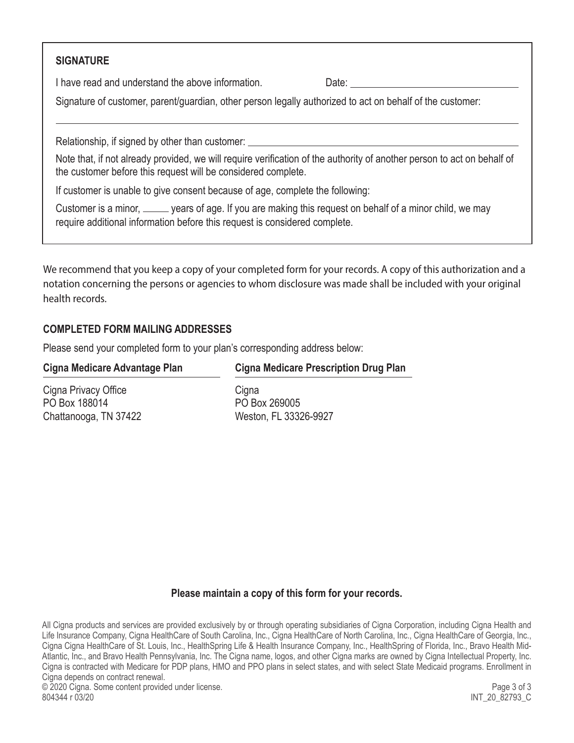## SIGNATURE

I have read and understand the above information. Date: ______________________________

Signature of customer, parent/guardian, other person legally authorized to act on behalf of the customer:

______________________________________________________________________________

Relationship, if signed by other than customer: ______________________________________________

Note that, if not already provided, we will require verification of the authority of another person to act on behalf of the customer before this request will be considered complete.

If customer is unable to give consent because of age, complete the following:

Customer is a minor, _____ years of age. If you are making this request on behalf of a minor child, we may require additional information before this request is considered complete.

We recommend that you keep a copy of your completed form for your records. A copy of this authorization and a notation concerning the persons or agencies to whom disclosure was made shall be included with your original health records.

## COMPLETED FORM MAILING ADDRESSES

Please send your completed form to your plan's corresponding address below:

| Cigna Medicare Advantage Plan | Cigna Medicare Prescription Drug Plan |
| --- | --- |
| Cigna Privacy Office<br>PO Box 188014<br>Chattanooga, TN 37422 | Cigna<br>PO Box 269005<br>Weston, FL 33326-9927 |

**Please maintain a copy of this form for your records.**

All Cigna products and services are provided exclusively by or through operating subsidiaries of Cigna Corporation, including Cigna Health and Life Insurance Company, Cigna HealthCare of South Carolina, Inc., Cigna HealthCare of North Carolina, Inc., Cigna HealthCare of Georgia, Inc., Cigna Cigna HealthCare of St. Louis, Inc., HealthSpring Life & Health Insurance Company, Inc., HealthSpring of Florida, Inc., Bravo Health Mid-Atlantic, Inc., and Bravo Health Pennsylvania, Inc. The Cigna name, logos, and other Cigna marks are owned by Cigna Intellectual Property, Inc. Cigna is contracted with Medicare for PDP plans, HMO and PPO plans in select states, and with select State Medicaid programs. Enrollment in Cigna depends on contract renewal.

© 2020 Cigna. Some content provided under license.

804344 r 03/20

INT_20_82793_C